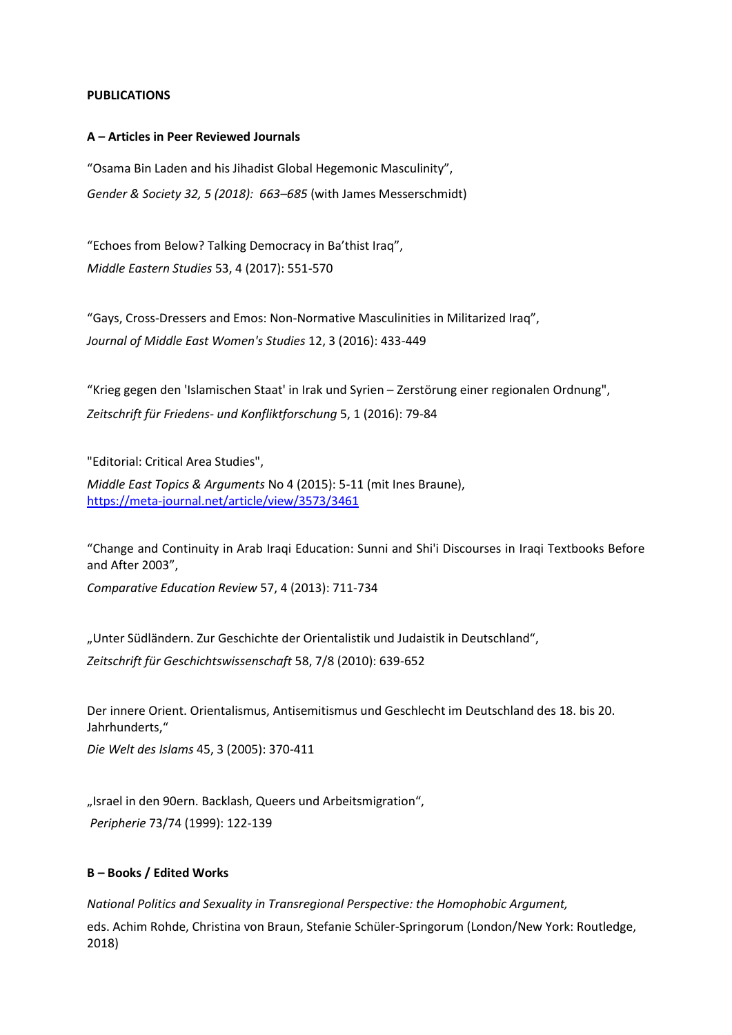**PUBLICATIONS**

**A – Articles in Peer Reviewed Journals**

“Osama Bin Laden and his Jihadist Global Hegemonic Masculinity”,
*Gender & Society 32, 5 (2018): 663–685* (with James Messerschmidt)

“Echoes from Below? Talking Democracy in Ba’thist Iraq”,
*Middle Eastern Studies* 53, 4 (2017): 551-570

“Gays, Cross-Dressers and Emos: Non-Normative Masculinities in Militarized Iraq”,
*Journal of Middle East Women's Studies* 12, 3 (2016): 433-449

“Krieg gegen den 'Islamischen Staat' in Irak und Syrien – Zerstörung einer regionalen Ordnung",
*Zeitschrift für Friedens- und Konfliktforschung* 5, 1 (2016): 79-84

"Editorial: Critical Area Studies",
*Middle East Topics & Arguments* No 4 (2015): 5-11 (mit Ines Braune),
https://meta-journal.net/article/view/3573/3461

“Change and Continuity in Arab Iraqi Education: Sunni and Shi'i Discourses in Iraqi Textbooks Before and After 2003”,
*Comparative Education Review* 57, 4 (2013): 711-734

„Unter Südländern. Zur Geschichte der Orientalistik und Judaistik in Deutschland“,
*Zeitschrift für Geschichtswissenschaft* 58, 7/8 (2010): 639-652

Der innere Orient. Orientalismus, Antisemitismus und Geschlecht im Deutschland des 18. bis 20. Jahrhunderts,“
*Die Welt des Islams* 45, 3 (2005): 370-411

„Israel in den 90ern. Backlash, Queers und Arbeitsmigration“,
*Peripherie* 73/74 (1999): 122-139

**B – Books / Edited Works**

*National Politics and Sexuality in Transregional Perspective: the Homophobic Argument,*
eds. Achim Rohde, Christina von Braun, Stefanie Schüler-Springorum (London/New York: Routledge, 2018)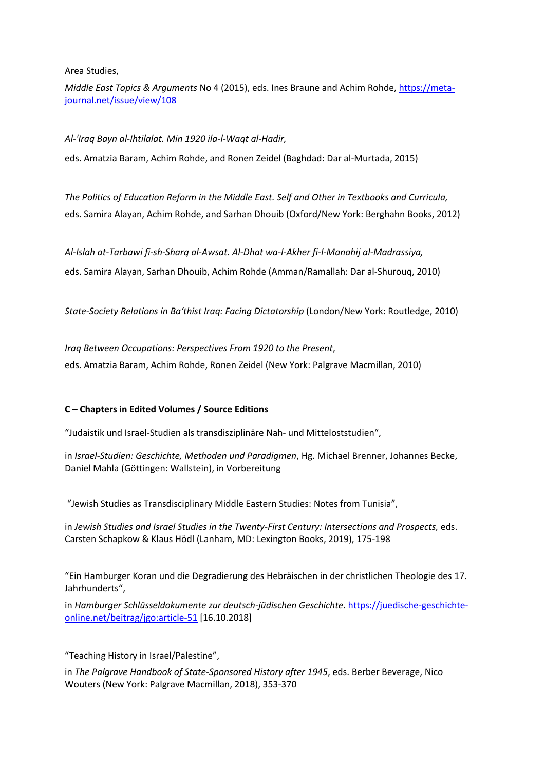Area Studies,

*Middle East Topics & Arguments* No 4 (2015), eds. Ines Braune and Achim Rohde, [https://meta-journal.net/issue/view/108](https://meta-journal.net/issue/view/108)

*Al-'Iraq Bayn al-Ihtilalat. Min 1920 ila-l-Waqt al-Hadir,*

eds. Amatzia Baram, Achim Rohde, and Ronen Zeidel (Baghdad: Dar al-Murtada, 2015)

*The Politics of Education Reform in the Middle East. Self and Other in Textbooks and Curricula,*
eds. Samira Alayan, Achim Rohde, and Sarhan Dhouib (Oxford/New York: Berghahn Books, 2012)

*Al-Islah at-Tarbawi fi-sh-Sharq al-Awsat. Al-Dhat wa-l-Akher fi-l-Manahij al-Madrassiya,*

eds. Samira Alayan, Sarhan Dhouib, Achim Rohde (Amman/Ramallah: Dar al-Shurouq, 2010)

*State-Society Relations in Ba'thist Iraq: Facing Dictatorship* (London/New York: Routledge, 2010)

*Iraq Between Occupations: Perspectives From 1920 to the Present*,
eds. Amatzia Baram, Achim Rohde, Ronen Zeidel (New York: Palgrave Macmillan, 2010)

**C – Chapters in Edited Volumes / Source Editions**

"Judaistik und Israel-Studien als transdisziplinäre Nah- und Mitteloststudien",

in *Israel-Studien: Geschichte, Methoden und Paradigmen*, Hg. Michael Brenner, Johannes Becke, Daniel Mahla (Göttingen: Wallstein), in Vorbereitung

"Jewish Studies as Transdisciplinary Middle Eastern Studies: Notes from Tunisia",

in *Jewish Studies and Israel Studies in the Twenty-First Century: Intersections and Prospects,* eds. Carsten Schapkow & Klaus Hödl (Lanham, MD: Lexington Books, 2019), 175-198

"Ein Hamburger Koran und die Degradierung des Hebräischen in der christlichen Theologie des 17. Jahrhunderts",

in *Hamburger Schlüsseldokumente zur deutsch-jüdischen Geschichte*. [https://juedische-geschichte-online.net/beitrag/jgo:article-51](https://juedische-geschichte-online.net/beitrag/jgo:article-51) [16.10.2018]

"Teaching History in Israel/Palestine",

in *The Palgrave Handbook of State-Sponsored History after 1945*, eds. Berber Beverage, Nico Wouters (New York: Palgrave Macmillan, 2018), 353-370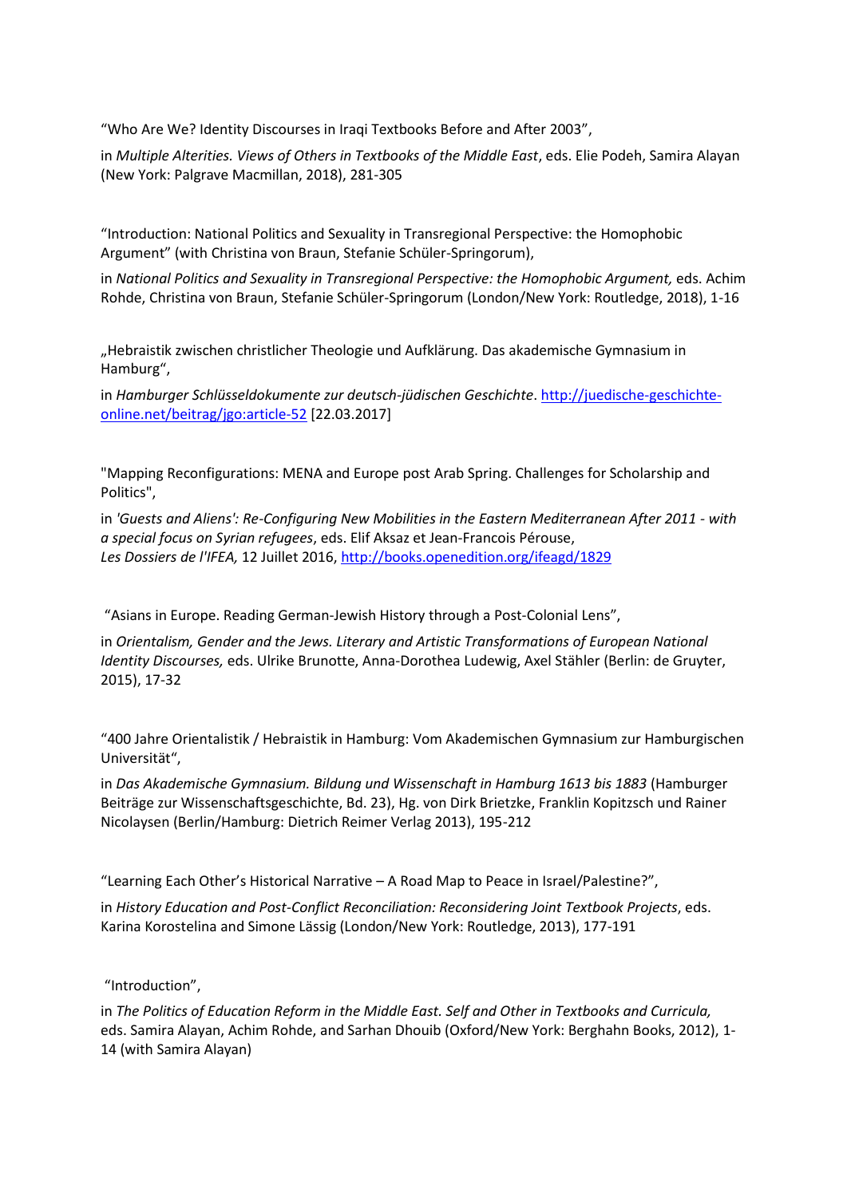“Who Are We? Identity Discourses in Iraqi Textbooks Before and After 2003”,

in *Multiple Alterities. Views of Others in Textbooks of the Middle East*, eds. Elie Podeh, Samira Alayan (New York: Palgrave Macmillan, 2018), 281-305

“Introduction: National Politics and Sexuality in Transregional Perspective: the Homophobic Argument” (with Christina von Braun, Stefanie Schüler-Springorum),

in *National Politics and Sexuality in Transregional Perspective: the Homophobic Argument,* eds. Achim Rohde, Christina von Braun, Stefanie Schüler-Springorum (London/New York: Routledge, 2018), 1-16

„Hebraistik zwischen christlicher Theologie und Aufklärung. Das akademische Gymnasium in Hamburg“,

in *Hamburger Schlüsseldokumente zur deutsch-jüdischen Geschichte*. [http://juedische-geschichte-online.net/beitrag/jgo:article-52](http://juedische-geschichte-online.net/beitrag/jgo:article-52) [22.03.2017]

"Mapping Reconfigurations: MENA and Europe post Arab Spring. Challenges for Scholarship and Politics",

in *'Guests and Aliens': Re-Configuring New Mobilities in the Eastern Mediterranean After 2011 - with a special focus on Syrian refugees*, eds. Elif Aksaz et Jean-Francois Pérouse, *Les Dossiers de l'IFEA,* 12 Juillet 2016, [http://books.openedition.org/ifeagd/1829](http://books.openedition.org/ifeagd/1829)

“Asians in Europe. Reading German-Jewish History through a Post-Colonial Lens”,

in *Orientalism, Gender and the Jews. Literary and Artistic Transformations of European National Identity Discourses,* eds. Ulrike Brunotte, Anna-Dorothea Ludewig, Axel Stähler (Berlin: de Gruyter, 2015), 17-32

“400 Jahre Orientalistik / Hebraistik in Hamburg: Vom Akademischen Gymnasium zur Hamburgischen Universität“,

in *Das Akademische Gymnasium. Bildung und Wissenschaft in Hamburg 1613 bis 1883* (Hamburger Beiträge zur Wissenschaftsgeschichte, Bd. 23), Hg. von Dirk Brietzke, Franklin Kopitzsch und Rainer Nicolaysen (Berlin/Hamburg: Dietrich Reimer Verlag 2013), 195-212

“Learning Each Other’s Historical Narrative – A Road Map to Peace in Israel/Palestine?”,

in *History Education and Post-Conflict Reconciliation: Reconsidering Joint Textbook Projects*, eds. Karina Korostelina and Simone Lässig (London/New York: Routledge, 2013), 177-191

“Introduction”,

in *The Politics of Education Reform in the Middle East. Self and Other in Textbooks and Curricula,* eds. Samira Alayan, Achim Rohde, and Sarhan Dhouib (Oxford/New York: Berghahn Books, 2012), 1-14 (with Samira Alayan)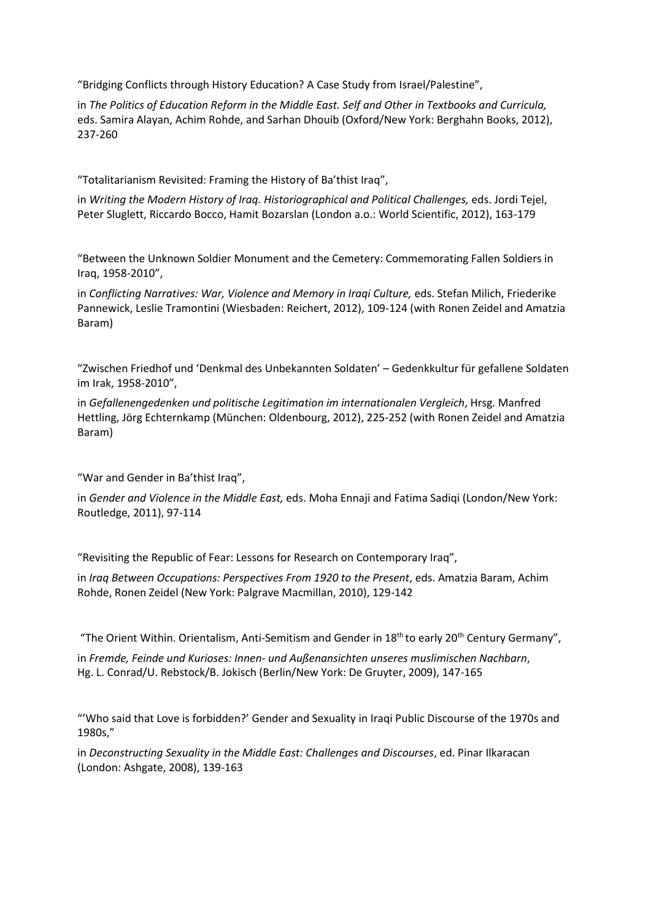“Bridging Conflicts through History Education? A Case Study from Israel/Palestine”,

in *The Politics of Education Reform in the Middle East. Self and Other in Textbooks and Curricula,* eds. Samira Alayan, Achim Rohde, and Sarhan Dhouib (Oxford/New York: Berghahn Books, 2012), 237-260

“Totalitarianism Revisited: Framing the History of Ba’thist Iraq”,

in *Writing the Modern History of Iraq. Historiographical and Political Challenges,* eds. Jordi Tejel, Peter Sluglett, Riccardo Bocco, Hamit Bozarslan (London a.o.: World Scientific, 2012), 163-179

“Between the Unknown Soldier Monument and the Cemetery: Commemorating Fallen Soldiers in Iraq, 1958-2010”,

in *Conflicting Narratives: War, Violence and Memory in Iraqi Culture,* eds. Stefan Milich, Friederike Pannewick, Leslie Tramontini (Wiesbaden: Reichert, 2012), 109-124 (with Ronen Zeidel and Amatzia Baram)

“Zwischen Friedhof und ‘Denkmal des Unbekannten Soldaten’ – Gedenkkultur für gefallene Soldaten im Irak, 1958-2010”,

in *Gefallenengedenken und politische Legitimation im internationalen Vergleich*, Hrsg. Manfred Hettling, Jörg Echternkamp (München: Oldenbourg, 2012), 225-252 (with Ronen Zeidel and Amatzia Baram)

“War and Gender in Ba’thist Iraq”,

in *Gender and Violence in the Middle East,* eds. Moha Ennaji and Fatima Sadiqi (London/New York: Routledge, 2011), 97-114

“Revisiting the Republic of Fear: Lessons for Research on Contemporary Iraq”,

in *Iraq Between Occupations: Perspectives From 1920 to the Present*, eds. Amatzia Baram, Achim Rohde, Ronen Zeidel (New York: Palgrave Macmillan, 2010), 129-142

“The Orient Within. Orientalism, Anti-Semitism and Gender in 18th to early 20th Century Germany”,

in *Fremde, Feinde und Kurioses: Innen- und Außenansichten unseres muslimischen Nachbarn*, Hg. L. Conrad/U. Rebstock/B. Jokisch (Berlin/New York: De Gruyter, 2009), 147-165

“‘Who said that Love is forbidden?’ Gender and Sexuality in Iraqi Public Discourse of the 1970s and 1980s,”

in *Deconstructing Sexuality in the Middle East: Challenges and Discourses*, ed. Pinar Ilkaracan (London: Ashgate, 2008), 139-163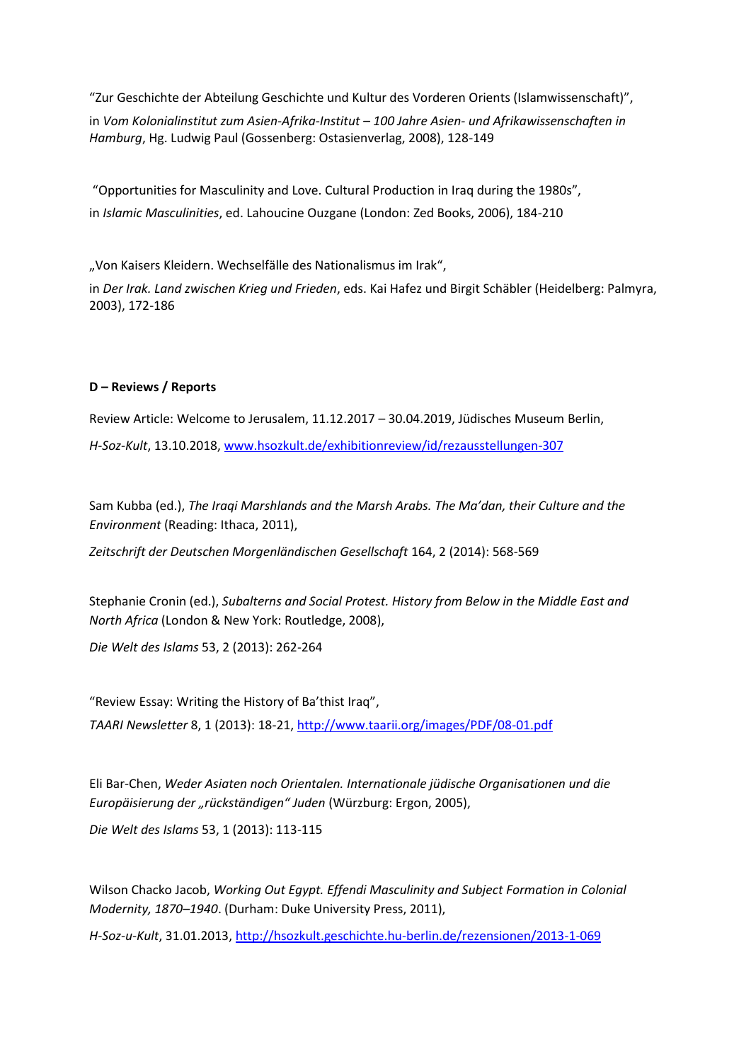"Zur Geschichte der Abteilung Geschichte und Kultur des Vorderen Orients (Islamwissenschaft)",

in *Vom Kolonialinstitut zum Asien-Afrika-Institut – 100 Jahre Asien- und Afrikawissenschaften in Hamburg*, Hg. Ludwig Paul (Gossenberg: Ostasienverlag, 2008), 128-149

"Opportunities for Masculinity and Love. Cultural Production in Iraq during the 1980s",

in *Islamic Masculinities*, ed. Lahoucine Ouzgane (London: Zed Books, 2006), 184-210

„Von Kaisers Kleidern. Wechselfälle des Nationalismus im Irak",

in *Der Irak. Land zwischen Krieg und Frieden*, eds. Kai Hafez und Birgit Schäbler (Heidelberg: Palmyra, 2003), 172-186

**D – Reviews / Reports**

Review Article: Welcome to Jerusalem, 11.12.2017 – 30.04.2019, Jüdisches Museum Berlin,

*H-Soz-Kult*, 13.10.2018, www.hsozkult.de/exhibitionreview/id/rezausstellungen-307

Sam Kubba (ed.), *The Iraqi Marshlands and the Marsh Arabs. The Ma'dan, their Culture and the Environment* (Reading: Ithaca, 2011),

*Zeitschrift der Deutschen Morgenländischen Gesellschaft* 164, 2 (2014): 568-569

Stephanie Cronin (ed.), *Subalterns and Social Protest. History from Below in the Middle East and North Africa* (London & New York: Routledge, 2008),

*Die Welt des Islams* 53, 2 (2013): 262-264

"Review Essay: Writing the History of Ba'thist Iraq",

*TAARI Newsletter* 8, 1 (2013): 18-21, http://www.taarii.org/images/PDF/08-01.pdf

Eli Bar-Chen, *Weder Asiaten noch Orientalen. Internationale jüdische Organisationen und die Europäisierung der „rückständigen" Juden* (Würzburg: Ergon, 2005),

*Die Welt des Islams* 53, 1 (2013): 113-115

Wilson Chacko Jacob, *Working Out Egypt. Effendi Masculinity and Subject Formation in Colonial Modernity, 1870–1940*. (Durham: Duke University Press, 2011),

*H-Soz-u-Kult*, 31.01.2013, http://hsozkult.geschichte.hu-berlin.de/rezensionen/2013-1-069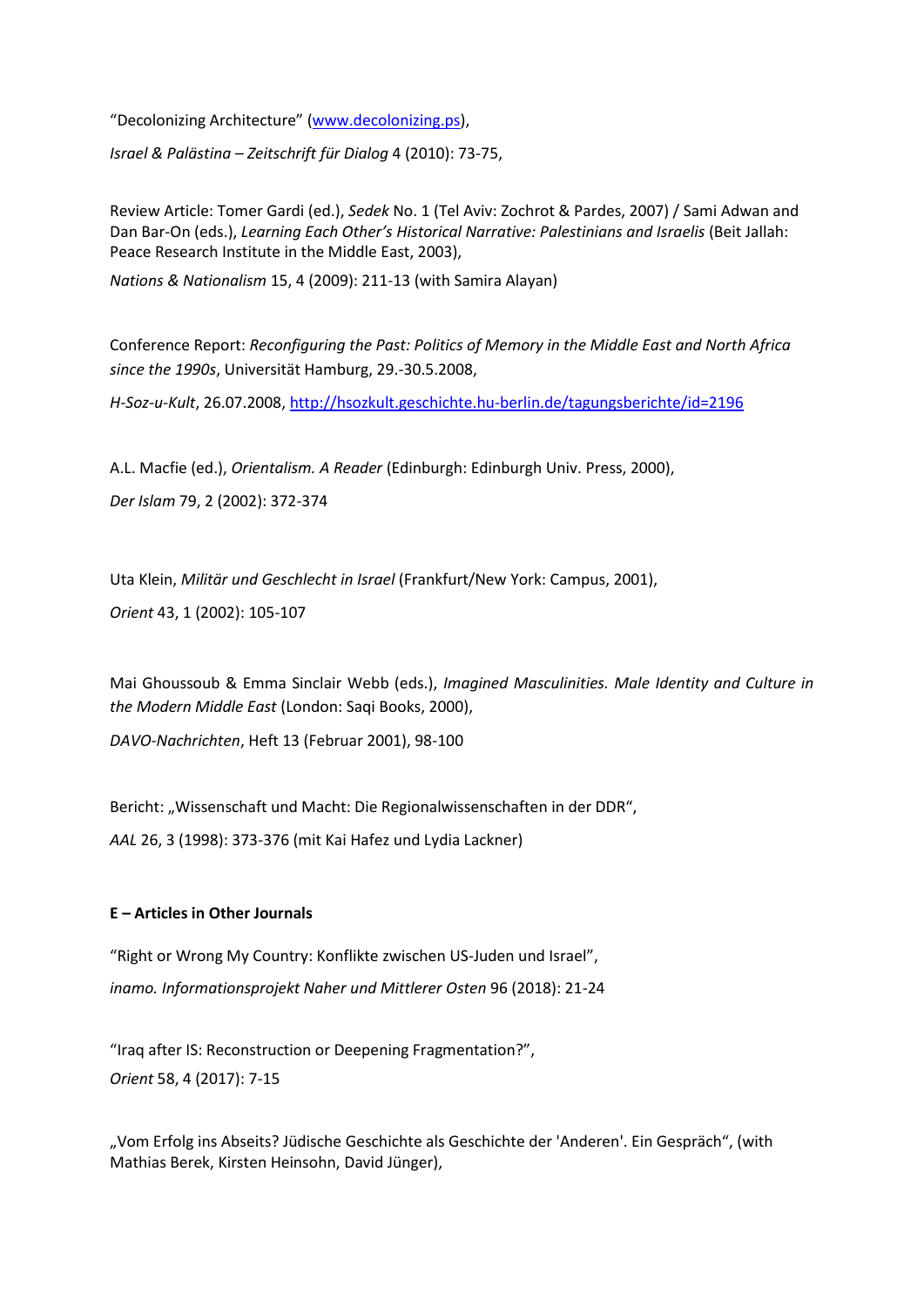“Decolonizing Architecture” (www.decolonizing.ps),

*Israel & Palästina – Zeitschrift für Dialog* 4 (2010): 73-75,

Review Article: Tomer Gardi (ed.), *Sedek* No. 1 (Tel Aviv: Zochrot & Pardes, 2007) / Sami Adwan and Dan Bar-On (eds.), *Learning Each Other’s Historical Narrative: Palestinians and Israelis* (Beit Jallah: Peace Research Institute in the Middle East, 2003),

*Nations & Nationalism* 15, 4 (2009): 211-13 (with Samira Alayan)

Conference Report: *Reconfiguring the Past: Politics of Memory in the Middle East and North Africa since the 1990s*, Universität Hamburg, 29.-30.5.2008,

*H-Soz-u-Kult*, 26.07.2008, http://hsozkult.geschichte.hu-berlin.de/tagungsberichte/id=2196

A.L. Macfie (ed.), *Orientalism. A Reader* (Edinburgh: Edinburgh Univ. Press, 2000),

*Der Islam* 79, 2 (2002): 372-374

Uta Klein, *Militär und Geschlecht in Israel* (Frankfurt/New York: Campus, 2001),

*Orient* 43, 1 (2002): 105-107

Mai Ghoussoub & Emma Sinclair Webb (eds.), *Imagined Masculinities. Male Identity and Culture in the Modern Middle East* (London: Saqi Books, 2000),

*DAVO-Nachrichten*, Heft 13 (Februar 2001), 98-100

Bericht: „Wissenschaft und Macht: Die Regionalwissenschaften in der DDR“,

*AAL* 26, 3 (1998): 373-376 (mit Kai Hafez und Lydia Lackner)

**E – Articles in Other Journals**

“Right or Wrong My Country: Konflikte zwischen US-Juden und Israel”,

*inamo. Informationsprojekt Naher und Mittlerer Osten* 96 (2018): 21-24

“Iraq after IS: Reconstruction or Deepening Fragmentation?”,

*Orient* 58, 4 (2017): 7-15

„Vom Erfolg ins Abseits? Jüdische Geschichte als Geschichte der 'Anderen'. Ein Gespräch“, (with Mathias Berek, Kirsten Heinsohn, David Jünger),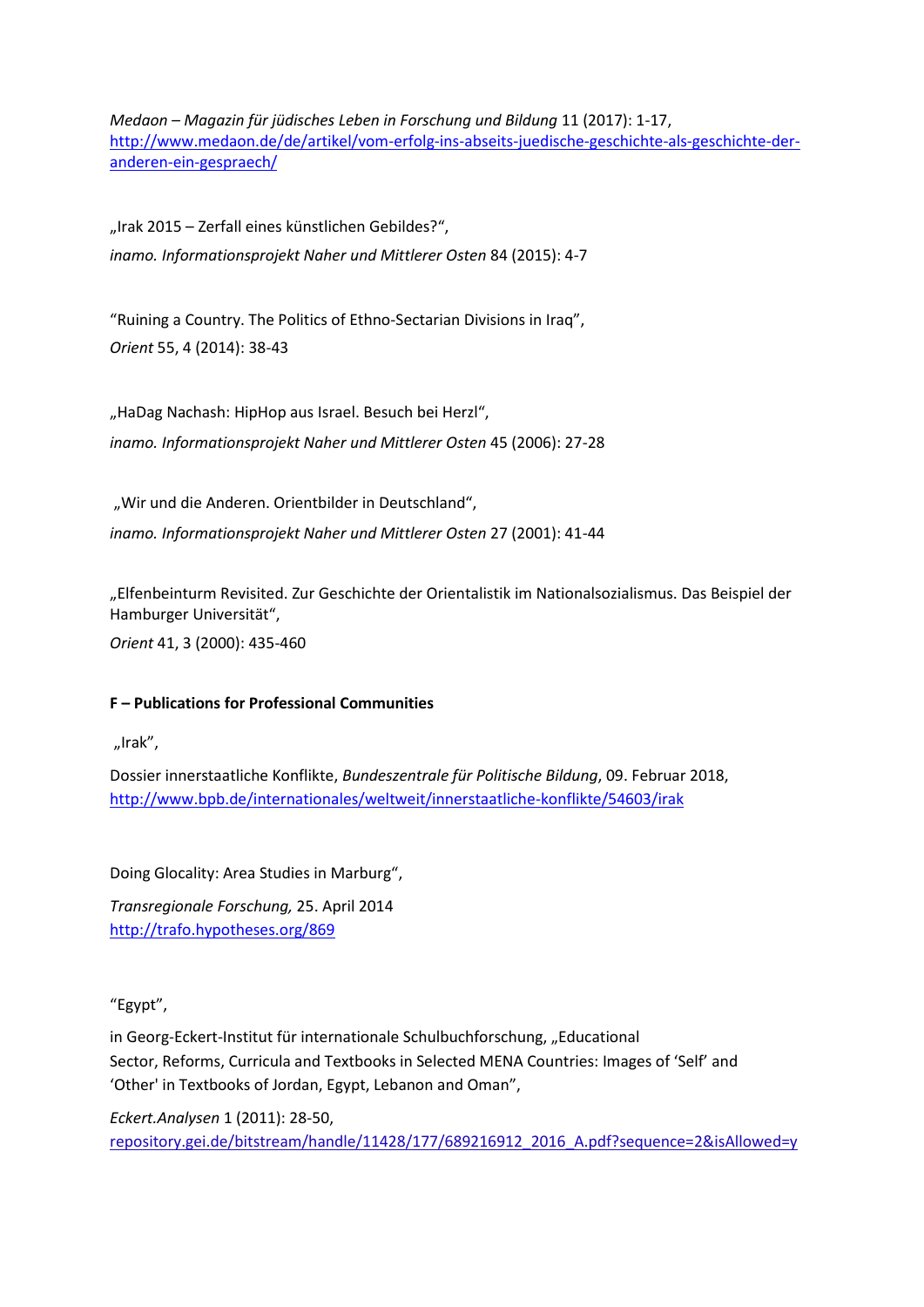*Medaon – Magazin für jüdisches Leben in Forschung und Bildung* 11 (2017): 1-17, http://www.medaon.de/de/artikel/vom-erfolg-ins-abseits-juedische-geschichte-als-geschichte-der-anderen-ein-gespraech/

„Irak 2015 – Zerfall eines künstlichen Gebildes?“,

*inamo. Informationsprojekt Naher und Mittlerer Osten* 84 (2015): 4-7

“Ruining a Country. The Politics of Ethno-Sectarian Divisions in Iraq”,

*Orient* 55, 4 (2014): 38-43

„HaDag Nachash: HipHop aus Israel. Besuch bei Herzl“,

*inamo. Informationsprojekt Naher und Mittlerer Osten* 45 (2006): 27-28

„Wir und die Anderen. Orientbilder in Deutschland“,

*inamo. Informationsprojekt Naher und Mittlerer Osten* 27 (2001): 41-44

„Elfenbeinturm Revisited. Zur Geschichte der Orientalistik im Nationalsozialismus. Das Beispiel der Hamburger Universität“,

*Orient* 41, 3 (2000): 435-460

**F – Publications for Professional Communities**

„Irak”,

Dossier innerstaatliche Konflikte, *Bundeszentrale für Politische Bildung*, 09. Februar 2018, http://www.bpb.de/internationales/weltweit/innerstaatliche-konflikte/54603/irak

Doing Glocality: Area Studies in Marburg“,

*Transregionale Forschung,* 25. April 2014
http://trafo.hypotheses.org/869

“Egypt”,

in Georg-Eckert-Institut für internationale Schulbuchforschung, „Educational Sector, Reforms, Curricula and Textbooks in Selected MENA Countries: Images of ‘Self’ and ‘Other' in Textbooks of Jordan, Egypt, Lebanon and Oman”,

*Eckert.Analysen* 1 (2011): 28-50,
repository.gei.de/bitstream/handle/11428/177/689216912_2016_A.pdf?sequence=2&isAllowed=y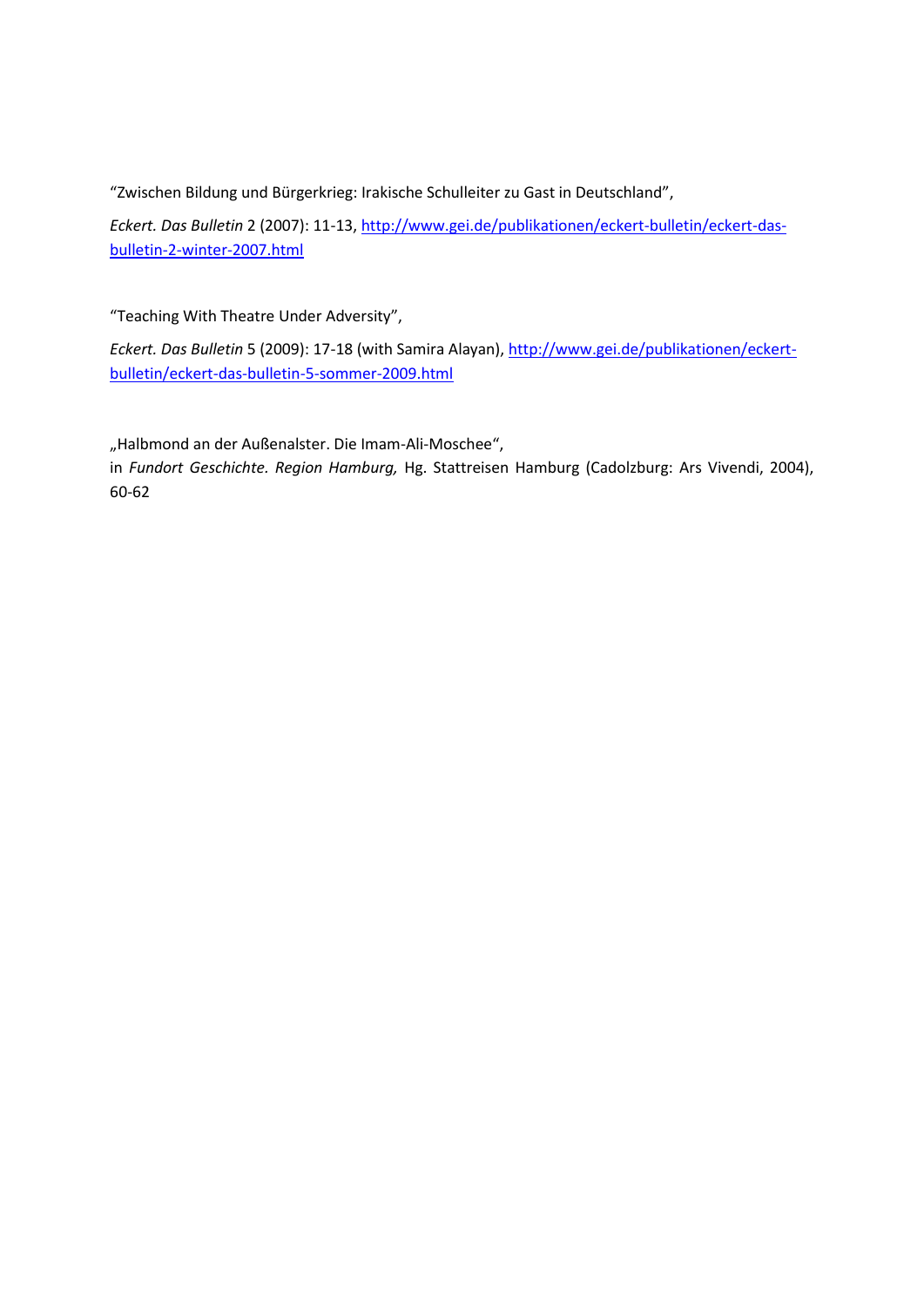"Zwischen Bildung und Bürgerkrieg: Irakische Schulleiter zu Gast in Deutschland",

*Eckert. Das Bulletin* 2 (2007): 11-13, http://www.gei.de/publikationen/eckert-bulletin/eckert-das-bulletin-2-winter-2007.html

"Teaching With Theatre Under Adversity",

*Eckert. Das Bulletin* 5 (2009): 17-18 (with Samira Alayan), http://www.gei.de/publikationen/eckert-bulletin/eckert-das-bulletin-5-sommer-2009.html

„Halbmond an der Außenalster. Die Imam-Ali-Moschee",
in *Fundort Geschichte. Region Hamburg,* Hg. Stattreisen Hamburg (Cadolzburg: Ars Vivendi, 2004), 60-62